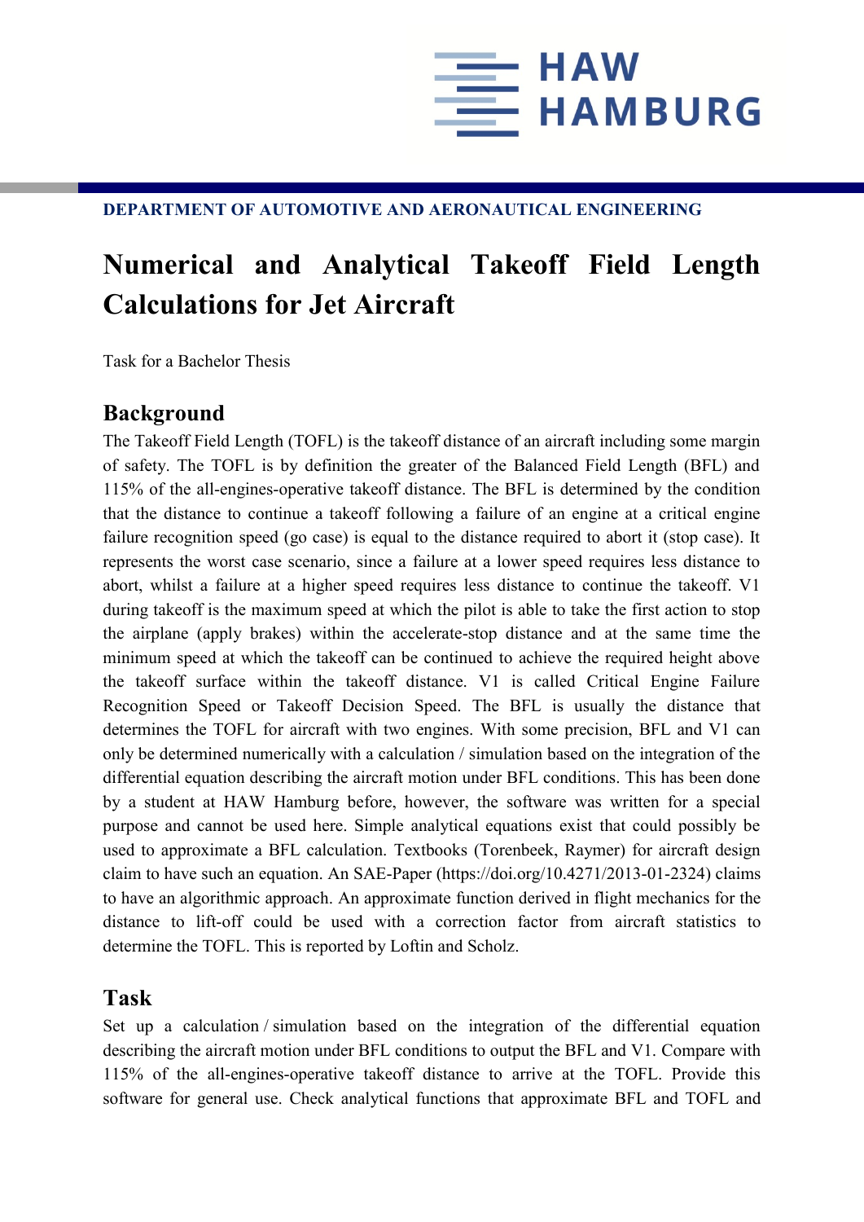HAW HAMBURG

**DEPARTMENT OF AUTOMOTIVE AND AERONAUTICAL ENGINEERING**

# Numerical and Analytical Takeoff Field Length Calculations for Jet Aircraft

Task for a Bachelor Thesis

## Background

The Takeoff Field Length (TOFL) is the takeoff distance of an aircraft including some margin of safety. The TOFL is by definition the greater of the Balanced Field Length (BFL) and 115% of the all-engines-operative takeoff distance. The BFL is determined by the condition that the distance to continue a takeoff following a failure of an engine at a critical engine failure recognition speed (go case) is equal to the distance required to abort it (stop case). It represents the worst case scenario, since a failure at a lower speed requires less distance to abort, whilst a failure at a higher speed requires less distance to continue the takeoff. V1 during takeoff is the maximum speed at which the pilot is able to take the first action to stop the airplane (apply brakes) within the accelerate-stop distance and at the same time the minimum speed at which the takeoff can be continued to achieve the required height above the takeoff surface within the takeoff distance. V1 is called Critical Engine Failure Recognition Speed or Takeoff Decision Speed. The BFL is usually the distance that determines the TOFL for aircraft with two engines. With some precision, BFL and V1 can only be determined numerically with a calculation / simulation based on the integration of the differential equation describing the aircraft motion under BFL conditions. This has been done by a student at HAW Hamburg before, however, the software was written for a special purpose and cannot be used here. Simple analytical equations exist that could possibly be used to approximate a BFL calculation. Textbooks (Torenbeek, Raymer) for aircraft design claim to have such an equation. An SAE-Paper (https://doi.org/10.4271/2013-01-2324) claims to have an algorithmic approach. An approximate function derived in flight mechanics for the distance to lift-off could be used with a correction factor from aircraft statistics to determine the TOFL. This is reported by Loftin and Scholz.

## Task

Set up a calculation / simulation based on the integration of the differential equation describing the aircraft motion under BFL conditions to output the BFL and V1. Compare with 115% of the all-engines-operative takeoff distance to arrive at the TOFL. Provide this software for general use. Check analytical functions that approximate BFL and TOFL and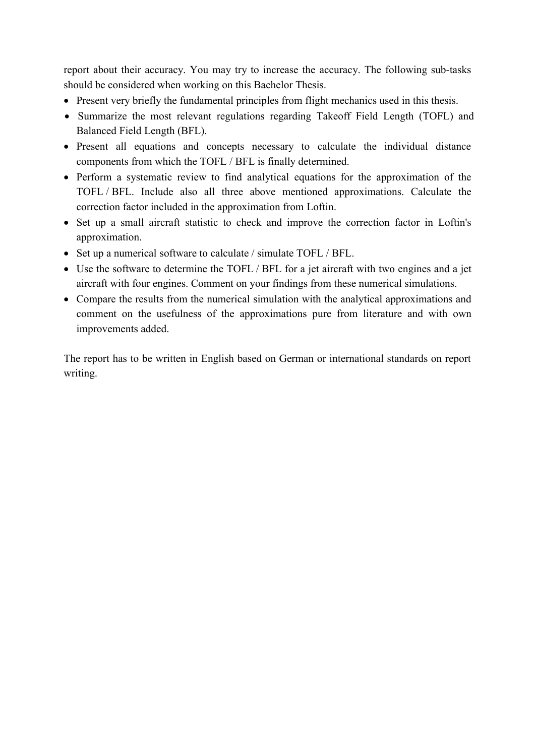report about their accuracy. You may try to increase the accuracy. The following sub-tasks should be considered when working on this Bachelor Thesis.

- Present very briefly the fundamental principles from flight mechanics used in this thesis.
- Summarize the most relevant regulations regarding Takeoff Field Length (TOFL) and Balanced Field Length (BFL).
- Present all equations and concepts necessary to calculate the individual distance components from which the TOFL / BFL is finally determined.
- Perform a systematic review to find analytical equations for the approximation of the TOFL / BFL. Include also all three above mentioned approximations. Calculate the correction factor included in the approximation from Loftin.
- Set up a small aircraft statistic to check and improve the correction factor in Loftin's approximation.
- Set up a numerical software to calculate / simulate TOFL / BFL.
- Use the software to determine the TOFL / BFL for a jet aircraft with two engines and a jet aircraft with four engines. Comment on your findings from these numerical simulations.
- Compare the results from the numerical simulation with the analytical approximations and comment on the usefulness of the approximations pure from literature and with own improvements added.

The report has to be written in English based on German or international standards on report writing.